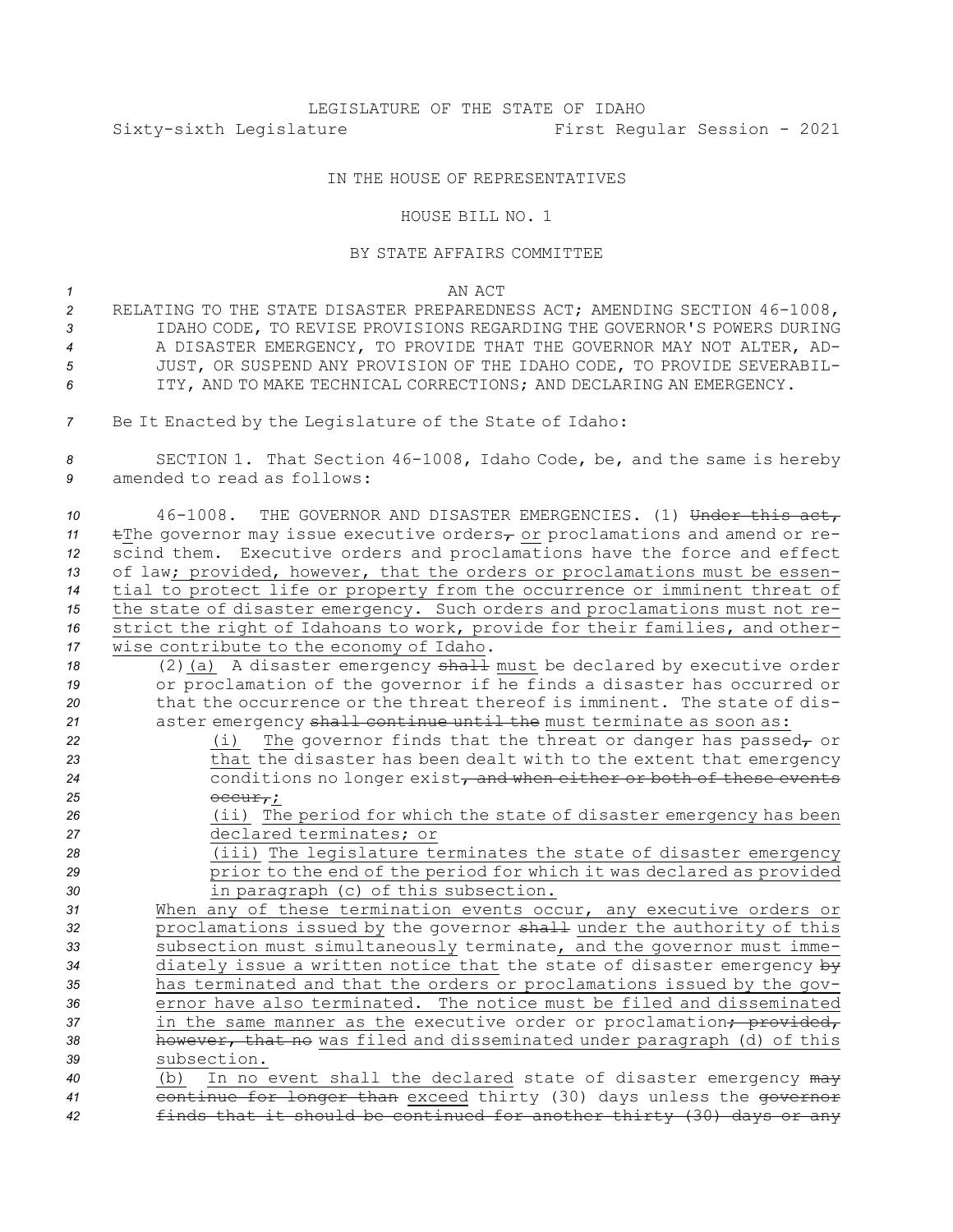LEGISLATURE OF THE STATE OF IDAHO

Sixty-sixth Legislature First Regular Session - 2021

IN THE HOUSE OF REPRESENTATIVES

HOUSE BILL NO. 1

BY STATE AFFAIRS COMMITTEE

AN ACT

RELATING TO THE STATE DISASTER PREPAREDNESS ACT; AMENDING SECTION 46-1008, IDAHO CODE, TO REVISE PROVISIONS REGARDING THE GOVERNOR'S POWERS DURING A DISASTER EMERGENCY, TO PROVIDE THAT THE GOVERNOR MAY NOT ALTER, ADJUST, OR SUSPEND ANY PROVISION OF THE IDAHO CODE, TO PROVIDE SEVERABILITY, AND TO MAKE TECHNICAL CORRECTIONS; AND DECLARING AN EMERGENCY.

Be It Enacted by the Legislature of the State of Idaho:

SECTION 1. That Section 46-1008, Idaho Code, be, and the same is hereby amended to read as follows:

46-1008. THE GOVERNOR AND DISASTER EMERGENCIES. (1) ~~Under this act, t~~<u>T</u>he governor may issue executive orders~~,~~ <u>or</u> proclamations and amend or rescind them. Executive orders and proclamations have the force and effect of law<u>; provided, however, that the orders or proclamations must be essential to protect life or property from the occurrence or imminent threat of the state of disaster emergency. Such orders and proclamations must not restrict the right of Idahoans to work, provide for their families, and otherwise contribute to the economy of Idaho</u>.

(2)<u>(a)</u> A disaster emergency ~~shall~~ <u>must</u> be declared by executive order or proclamation of the governor if he finds a disaster has occurred or that the occurrence or the threat thereof is imminent. The state of disaster emergency ~~shall continue until the~~ <u>must terminate as soon as:</u>

<u>(i)</u> <u>The</u> governor finds that the threat or danger has passed~~,~~ or <u>that</u> the disaster has been dealt with to the extent that emergency conditions no longer exist~~, and when either or both of these events occur,~~<u>;</u>

<u>(ii) The period for which the state of disaster emergency has been declared terminates; or</u>

<u>(iii) The legislature terminates the state of disaster emergency prior to the end of the period for which it was declared as provided in paragraph (c) of this subsection.</u>

<u>When any of these termination events occur, any executive orders or proclamations issued by</u> the governor ~~shall~~ <u>under the authority of this subsection must simultaneously terminate, and the governor must immediately issue a written notice that</u> the state of disaster emergency ~~by~~ <u>has terminated and that the orders or proclamations issued by the governor have also terminated. The notice must be filed and disseminated in the same manner as the</u> executive order or proclamation~~; provided, however, that no~~ <u>was filed and disseminated under paragraph (d) of this subsection.</u>

<u>(b) In no event shall the declared</u> state of disaster emergency ~~may continue for longer than~~ <u>exceed</u> thirty (30) days unless the ~~governor finds that it should be continued for another thirty (30) days or any~~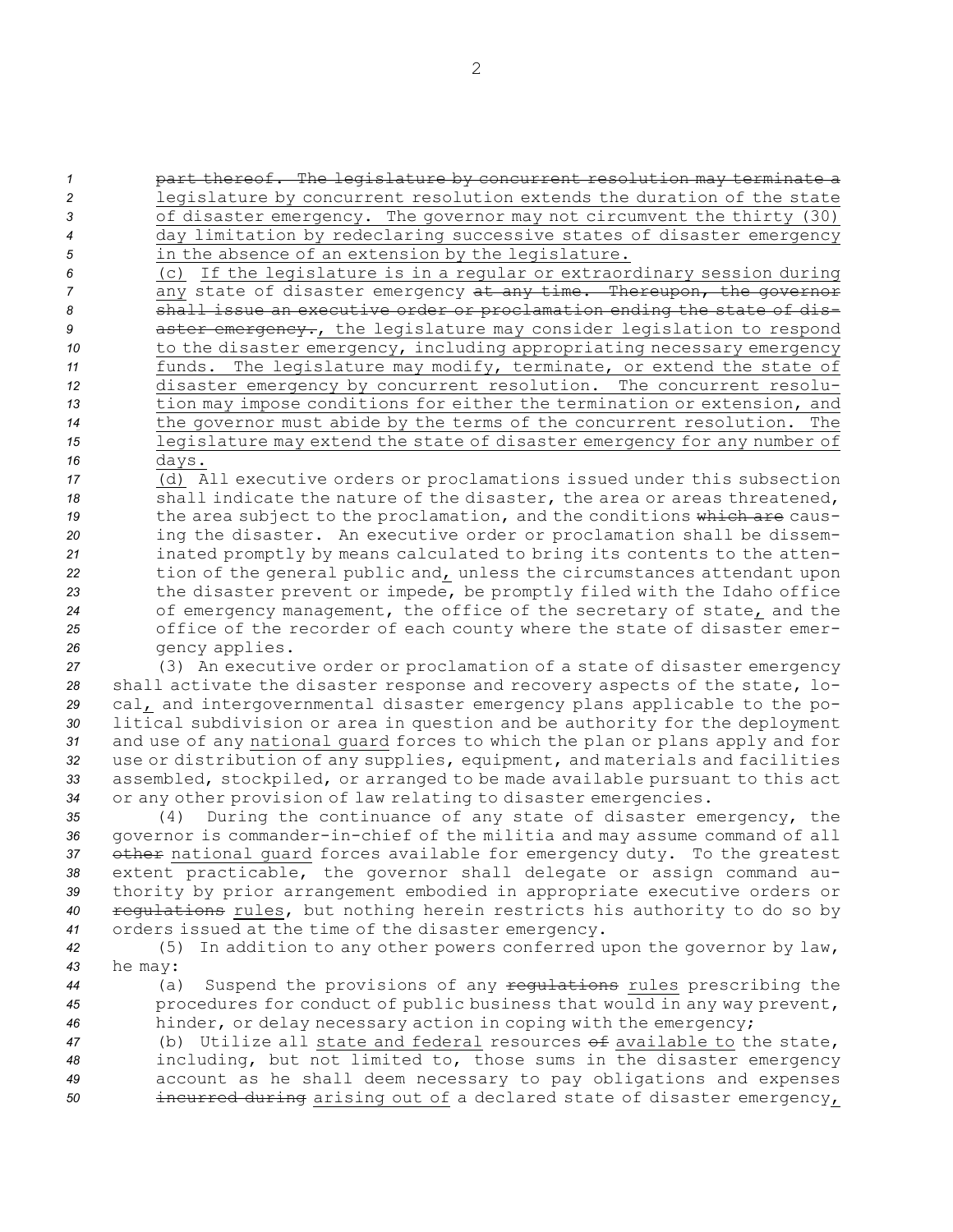part thereof. The legislature by concurrent resolution may terminate a legislature by concurrent resolution extends the duration of the state of disaster emergency. The governor may not circumvent the thirty (30) day limitation by redeclaring successive states of disaster emergency in the absence of an extension by the legislature.

(c) If the legislature is in a regular or extraordinary session during any state of disaster emergency at any time. Thereupon, the governor shall issue an executive order or proclamation ending the state of disaster emergency., the legislature may consider legislation to respond to the disaster emergency, including appropriating necessary emergency funds. The legislature may modify, terminate, or extend the state of disaster emergency by concurrent resolution. The concurrent resolution may impose conditions for either the termination or extension, and the governor must abide by the terms of the concurrent resolution. The legislature may extend the state of disaster emergency for any number of days.

(d) All executive orders or proclamations issued under this subsection shall indicate the nature of the disaster, the area or areas threatened, the area subject to the proclamation, and the conditions which are causing the disaster. An executive order or proclamation shall be disseminated promptly by means calculated to bring its contents to the attention of the general public and, unless the circumstances attendant upon the disaster prevent or impede, be promptly filed with the Idaho office of emergency management, the office of the secretary of state, and the office of the recorder of each county where the state of disaster emergency applies.

(3) An executive order or proclamation of a state of disaster emergency shall activate the disaster response and recovery aspects of the state, local, and intergovernmental disaster emergency plans applicable to the political subdivision or area in question and be authority for the deployment and use of any national guard forces to which the plan or plans apply and for use or distribution of any supplies, equipment, and materials and facilities assembled, stockpiled, or arranged to be made available pursuant to this act or any other provision of law relating to disaster emergencies.

(4) During the continuance of any state of disaster emergency, the governor is commander-in-chief of the militia and may assume command of all other national guard forces available for emergency duty. To the greatest extent practicable, the governor shall delegate or assign command authority by prior arrangement embodied in appropriate executive orders or regulations rules, but nothing herein restricts his authority to do so by orders issued at the time of the disaster emergency.

(5) In addition to any other powers conferred upon the governor by law, he may:

(a) Suspend the provisions of any regulations rules prescribing the procedures for conduct of public business that would in any way prevent, hinder, or delay necessary action in coping with the emergency;

(b) Utilize all state and federal resources of available to the state, including, but not limited to, those sums in the disaster emergency account as he shall deem necessary to pay obligations and expenses incurred during arising out of a declared state of disaster emergency,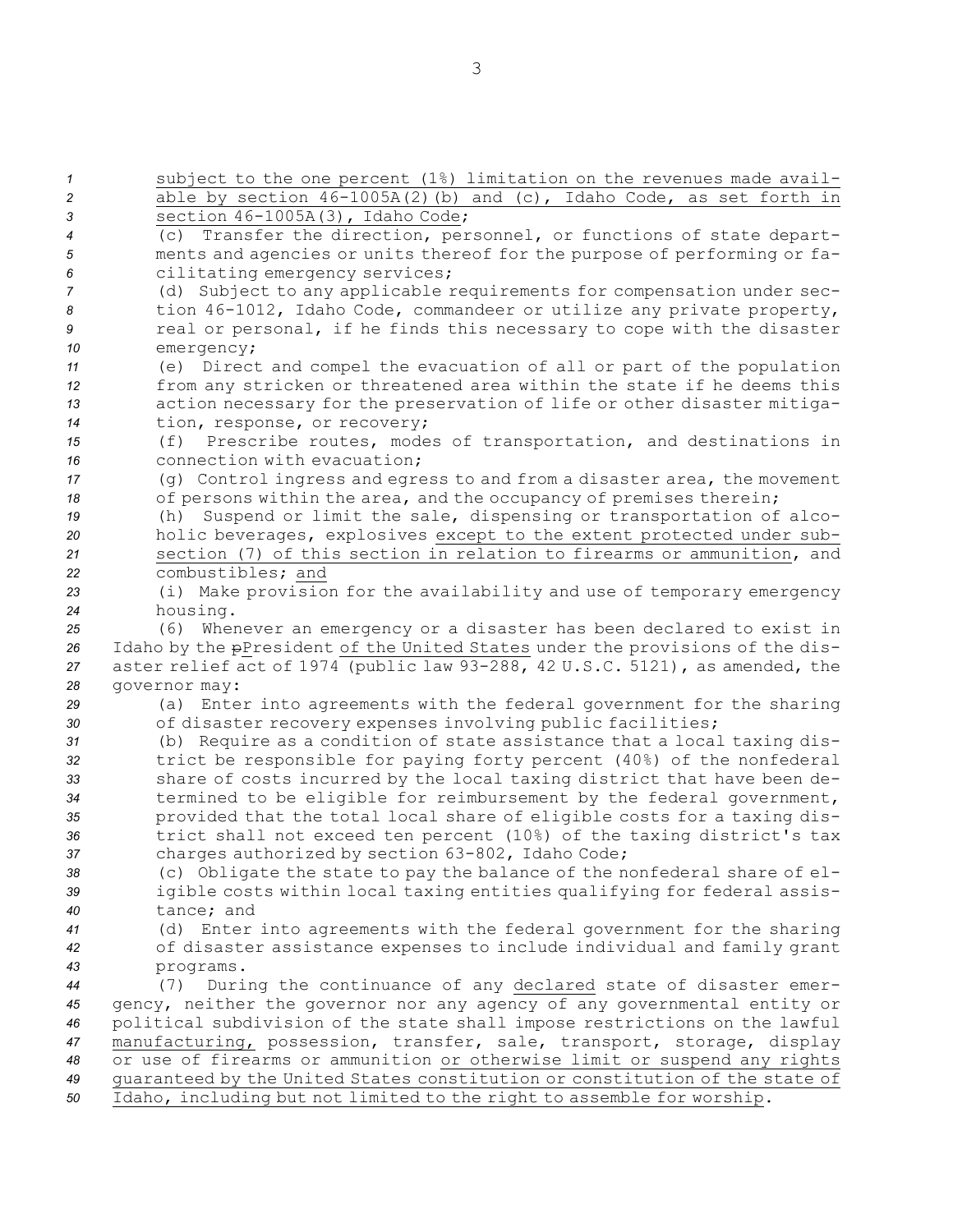subject to the one percent (1%) limitation on the revenues made available by section 46-1005A(2)(b) and (c), Idaho Code, as set forth in section 46-1005A(3), Idaho Code;

(c) Transfer the direction, personnel, or functions of state departments and agencies or units thereof for the purpose of performing or facilitating emergency services;

(d) Subject to any applicable requirements for compensation under section 46-1012, Idaho Code, commandeer or utilize any private property, real or personal, if he finds this necessary to cope with the disaster emergency;

(e) Direct and compel the evacuation of all or part of the population from any stricken or threatened area within the state if he deems this action necessary for the preservation of life or other disaster mitigation, response, or recovery;

(f) Prescribe routes, modes of transportation, and destinations in connection with evacuation;

(g) Control ingress and egress to and from a disaster area, the movement of persons within the area, and the occupancy of premises therein;

(h) Suspend or limit the sale, dispensing or transportation of alcoholic beverages, explosives except to the extent protected under subsection (7) of this section in relation to firearms or ammunition, and combustibles; and

(i) Make provision for the availability and use of temporary emergency housing.

(6) Whenever an emergency or a disaster has been declared to exist in Idaho by the ~~p~~President of the United States under the provisions of the disaster relief act of 1974 (public law 93-288, 42 U.S.C. 5121), as amended, the governor may:

(a) Enter into agreements with the federal government for the sharing of disaster recovery expenses involving public facilities;

(b) Require as a condition of state assistance that a local taxing district be responsible for paying forty percent (40%) of the nonfederal share of costs incurred by the local taxing district that have been determined to be eligible for reimbursement by the federal government, provided that the total local share of eligible costs for a taxing district shall not exceed ten percent (10%) of the taxing district's tax charges authorized by section 63-802, Idaho Code;

(c) Obligate the state to pay the balance of the nonfederal share of eligible costs within local taxing entities qualifying for federal assistance; and

(d) Enter into agreements with the federal government for the sharing of disaster assistance expenses to include individual and family grant programs.

(7) During the continuance of any declared state of disaster emergency, neither the governor nor any agency of any governmental entity or political subdivision of the state shall impose restrictions on the lawful manufacturing, possession, transfer, sale, transport, storage, display or use of firearms or ammunition or otherwise limit or suspend any rights guaranteed by the United States constitution or constitution of the state of Idaho, including but not limited to the right to assemble for worship.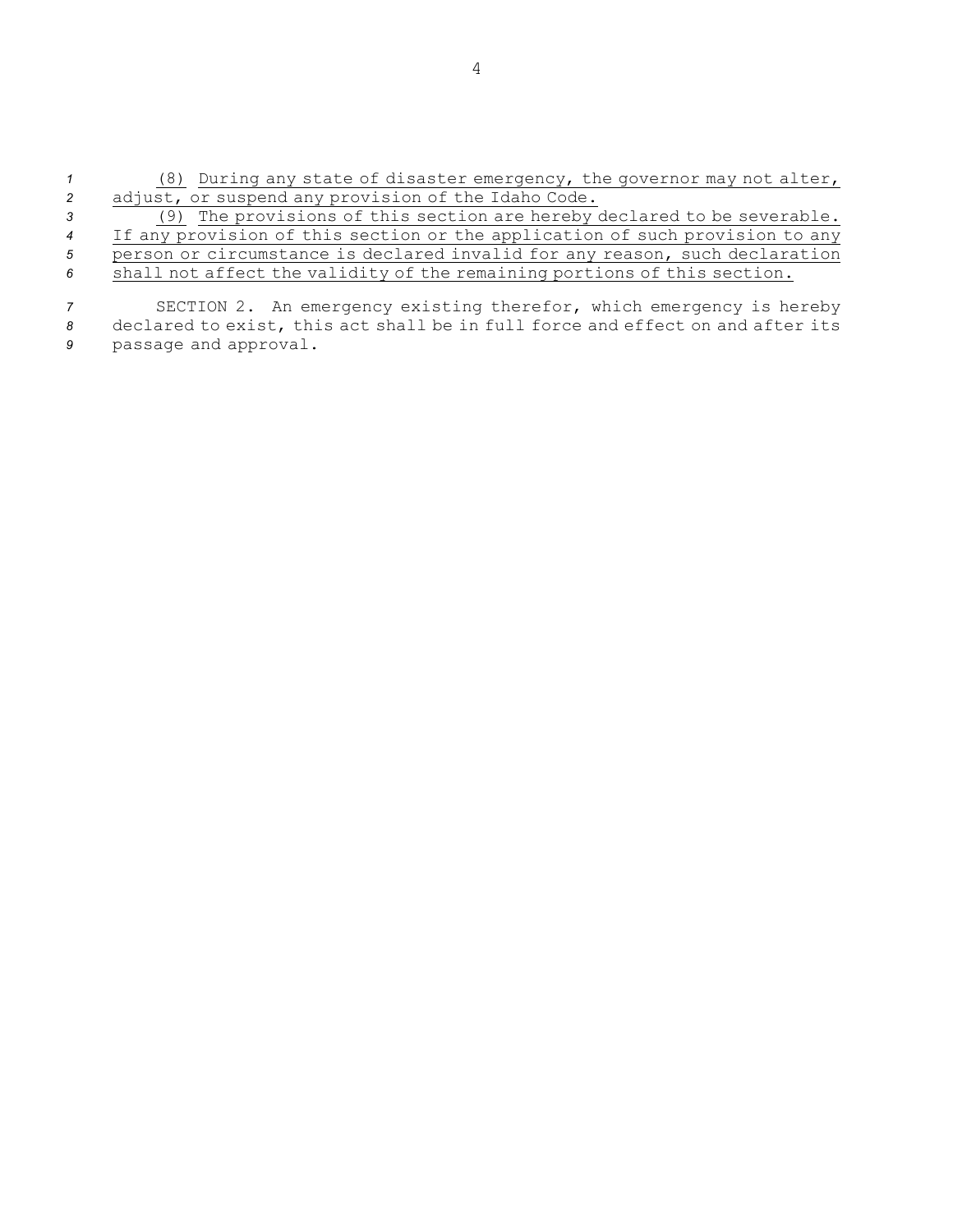(8) During any state of disaster emergency, the governor may not alter, adjust, or suspend any provision of the Idaho Code.

(9) The provisions of this section are hereby declared to be severable. If any provision of this section or the application of such provision to any person or circumstance is declared invalid for any reason, such declaration shall not affect the validity of the remaining portions of this section.

SECTION 2. An emergency existing therefor, which emergency is hereby declared to exist, this act shall be in full force and effect on and after its passage and approval.